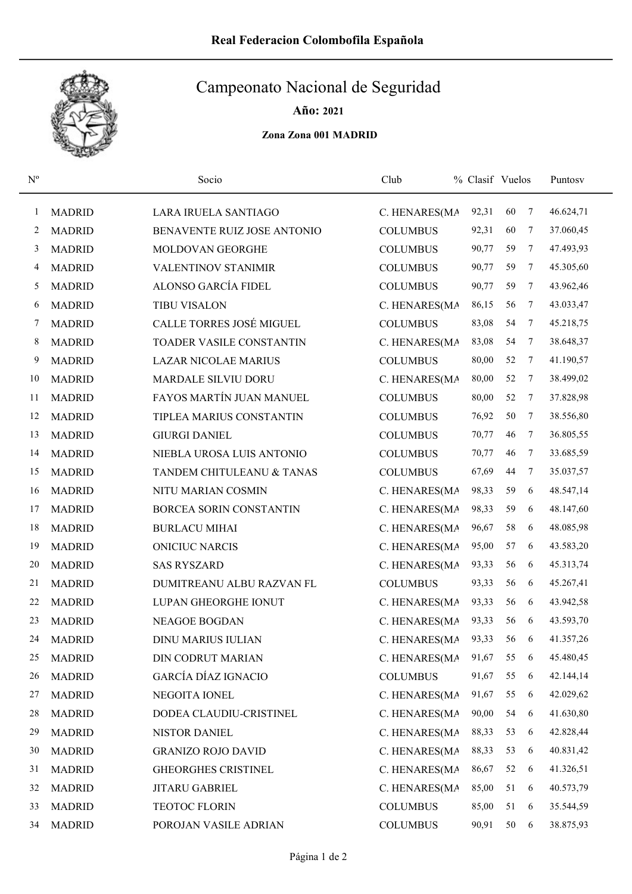Real Federacion Colombofila Española

# Campeonato Nacional de Seguridad

**Año:** 2021

**Zona Zona 001 MADRID**

| Nº | | Socio | Club | % | Clasif | Vuelos | Puntosv |
|---|---|---|---|---|---|---|---|
| 1 | MADRID | LARA IRUELA SANTIAGO | C. HENARES(MA | 92,31 | 60 | 7 | 46.624,71 |
| 2 | MADRID | BENAVENTE RUIZ JOSE ANTONIO | COLUMBUS | 92,31 | 60 | 7 | 37.060,45 |
| 3 | MADRID | MOLDOVAN GEORGHE | COLUMBUS | 90,77 | 59 | 7 | 47.493,93 |
| 4 | MADRID | VALENTINOV STANIMIR | COLUMBUS | 90,77 | 59 | 7 | 45.305,60 |
| 5 | MADRID | ALONSO GARCÍA FIDEL | COLUMBUS | 90,77 | 59 | 7 | 43.962,46 |
| 6 | MADRID | TIBU VISALON | C. HENARES(MA | 86,15 | 56 | 7 | 43.033,47 |
| 7 | MADRID | CALLE TORRES JOSÉ MIGUEL | COLUMBUS | 83,08 | 54 | 7 | 45.218,75 |
| 8 | MADRID | TOADER VASILE CONSTANTIN | C. HENARES(MA | 83,08 | 54 | 7 | 38.648,37 |
| 9 | MADRID | LAZAR NICOLAE MARIUS | COLUMBUS | 80,00 | 52 | 7 | 41.190,57 |
| 10 | MADRID | MARDALE SILVIU DORU | C. HENARES(MA | 80,00 | 52 | 7 | 38.499,02 |
| 11 | MADRID | FAYOS MARTÍN JUAN MANUEL | COLUMBUS | 80,00 | 52 | 7 | 37.828,98 |
| 12 | MADRID | TIPLEA MARIUS CONSTANTIN | COLUMBUS | 76,92 | 50 | 7 | 38.556,80 |
| 13 | MADRID | GIURGI DANIEL | COLUMBUS | 70,77 | 46 | 7 | 36.805,55 |
| 14 | MADRID | NIEBLA UROSA LUIS ANTONIO | COLUMBUS | 70,77 | 46 | 7 | 33.685,59 |
| 15 | MADRID | TANDEM CHITULEANU & TANAS | COLUMBUS | 67,69 | 44 | 7 | 35.037,57 |
| 16 | MADRID | NITU MARIAN COSMIN | C. HENARES(MA | 98,33 | 59 | 6 | 48.547,14 |
| 17 | MADRID | BORCEA SORIN CONSTANTIN | C. HENARES(MA | 98,33 | 59 | 6 | 48.147,60 |
| 18 | MADRID | BURLACU MIHAI | C. HENARES(MA | 96,67 | 58 | 6 | 48.085,98 |
| 19 | MADRID | ONICIUC NARCIS | C. HENARES(MA | 95,00 | 57 | 6 | 43.583,20 |
| 20 | MADRID | SAS RYSZARD | C. HENARES(MA | 93,33 | 56 | 6 | 45.313,74 |
| 21 | MADRID | DUMITREANU ALBU RAZVAN FL | COLUMBUS | 93,33 | 56 | 6 | 45.267,41 |
| 22 | MADRID | LUPAN GHEORGHE IONUT | C. HENARES(MA | 93,33 | 56 | 6 | 43.942,58 |
| 23 | MADRID | NEAGOE BOGDAN | C. HENARES(MA | 93,33 | 56 | 6 | 43.593,70 |
| 24 | MADRID | DINU MARIUS IULIAN | C. HENARES(MA | 93,33 | 56 | 6 | 41.357,26 |
| 25 | MADRID | DIN CODRUT MARIAN | C. HENARES(MA | 91,67 | 55 | 6 | 45.480,45 |
| 26 | MADRID | GARCÍA DÍAZ IGNACIO | COLUMBUS | 91,67 | 55 | 6 | 42.144,14 |
| 27 | MADRID | NEGOITA IONEL | C. HENARES(MA | 91,67 | 55 | 6 | 42.029,62 |
| 28 | MADRID | DODEA CLAUDIU-CRISTINEL | C. HENARES(MA | 90,00 | 54 | 6 | 41.630,80 |
| 29 | MADRID | NISTOR DANIEL | C. HENARES(MA | 88,33 | 53 | 6 | 42.828,44 |
| 30 | MADRID | GRANIZO ROJO DAVID | C. HENARES(MA | 88,33 | 53 | 6 | 40.831,42 |
| 31 | MADRID | GHEORGHES CRISTINEL | C. HENARES(MA | 86,67 | 52 | 6 | 41.326,51 |
| 32 | MADRID | JITARU GABRIEL | C. HENARES(MA | 85,00 | 51 | 6 | 40.573,79 |
| 33 | MADRID | TEOTOC FLORIN | COLUMBUS | 85,00 | 51 | 6 | 35.544,59 |
| 34 | MADRID | POROJAN VASILE ADRIAN | COLUMBUS | 90,91 | 50 | 6 | 38.875,93 |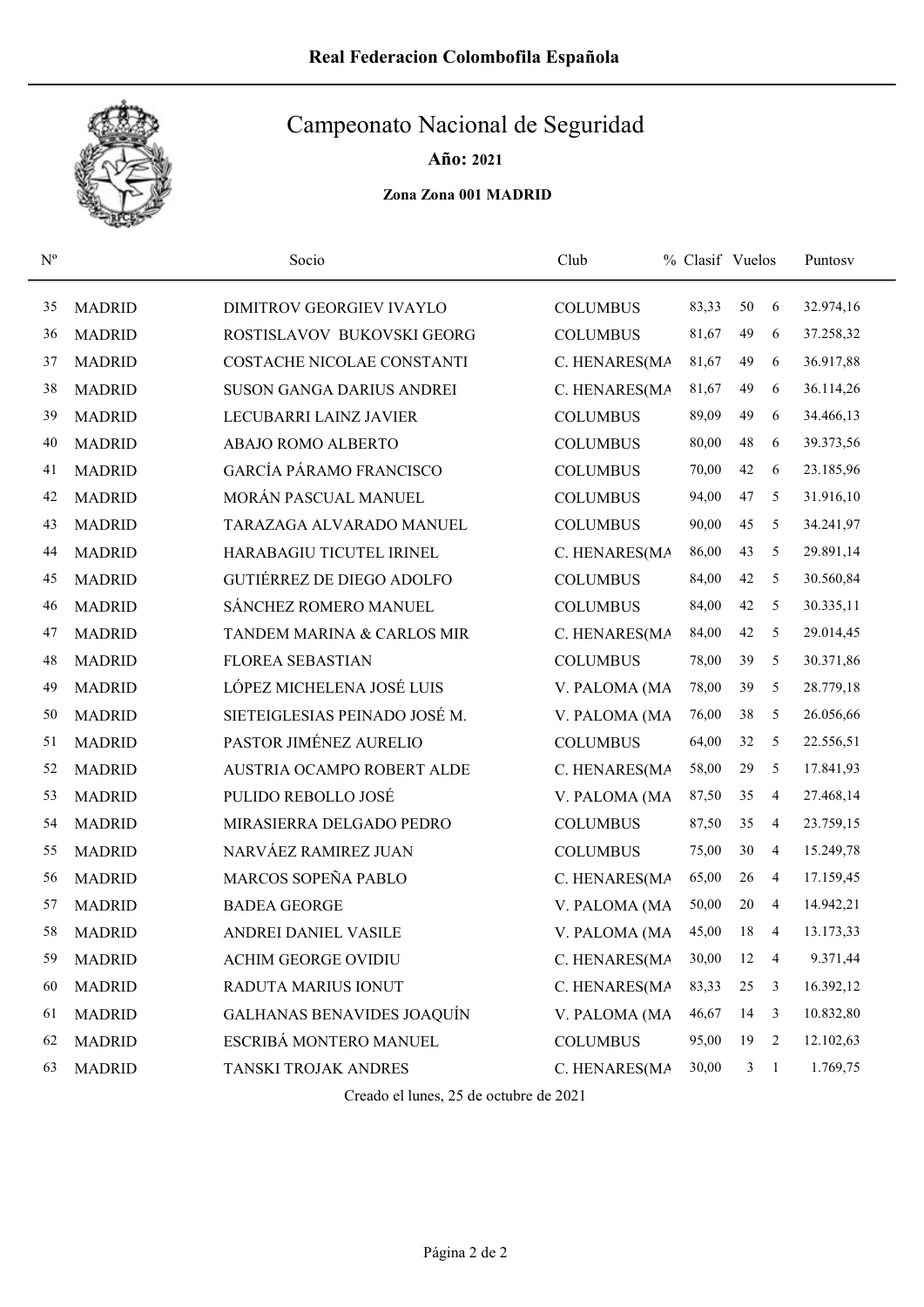# Real Federacion Colombofila Española

## Campeonato Nacional de Seguridad

**Año: 2021**

**Zona Zona 001 MADRID**

| Nº | | Socio | Club | % Clasif | Vuelos | | Puntosv |
|---|---|---|---|---|---|---|---|
| 35 | MADRID | DIMITROV GEORGIEV IVAYLO | COLUMBUS | 83,33 | 50 | 6 | 32.974,16 |
| 36 | MADRID | ROSTISLAVOV BUKOVSKI GEORG | COLUMBUS | 81,67 | 49 | 6 | 37.258,32 |
| 37 | MADRID | COSTACHE NICOLAE CONSTANTI | C. HENARES(MA | 81,67 | 49 | 6 | 36.917,88 |
| 38 | MADRID | SUSON GANGA DARIUS ANDREI | C. HENARES(MA | 81,67 | 49 | 6 | 36.114,26 |
| 39 | MADRID | LECUBARRI LAINZ JAVIER | COLUMBUS | 89,09 | 49 | 6 | 34.466,13 |
| 40 | MADRID | ABAJO ROMO ALBERTO | COLUMBUS | 80,00 | 48 | 6 | 39.373,56 |
| 41 | MADRID | GARCÍA PÁRAMO FRANCISCO | COLUMBUS | 70,00 | 42 | 6 | 23.185,96 |
| 42 | MADRID | MORÁN PASCUAL MANUEL | COLUMBUS | 94,00 | 47 | 5 | 31.916,10 |
| 43 | MADRID | TARAZAGA ALVARADO MANUEL | COLUMBUS | 90,00 | 45 | 5 | 34.241,97 |
| 44 | MADRID | HARABAGIU TICUTEL IRINEL | C. HENARES(MA | 86,00 | 43 | 5 | 29.891,14 |
| 45 | MADRID | GUTIÉRREZ DE DIEGO ADOLFO | COLUMBUS | 84,00 | 42 | 5 | 30.560,84 |
| 46 | MADRID | SÁNCHEZ ROMERO MANUEL | COLUMBUS | 84,00 | 42 | 5 | 30.335,11 |
| 47 | MADRID | TANDEM MARINA & CARLOS MIR | C. HENARES(MA | 84,00 | 42 | 5 | 29.014,45 |
| 48 | MADRID | FLOREA SEBASTIAN | COLUMBUS | 78,00 | 39 | 5 | 30.371,86 |
| 49 | MADRID | LÓPEZ MICHELENA JOSÉ LUIS | V. PALOMA (MA | 78,00 | 39 | 5 | 28.779,18 |
| 50 | MADRID | SIETEIGLESIAS PEINADO JOSÉ M. | V. PALOMA (MA | 76,00 | 38 | 5 | 26.056,66 |
| 51 | MADRID | PASTOR JIMÉNEZ AURELIO | COLUMBUS | 64,00 | 32 | 5 | 22.556,51 |
| 52 | MADRID | AUSTRIA OCAMPO ROBERT ALDE | C. HENARES(MA | 58,00 | 29 | 5 | 17.841,93 |
| 53 | MADRID | PULIDO REBOLLO JOSÉ | V. PALOMA (MA | 87,50 | 35 | 4 | 27.468,14 |
| 54 | MADRID | MIRASIERRA DELGADO PEDRO | COLUMBUS | 87,50 | 35 | 4 | 23.759,15 |
| 55 | MADRID | NARVÁEZ RAMIREZ JUAN | COLUMBUS | 75,00 | 30 | 4 | 15.249,78 |
| 56 | MADRID | MARCOS SOPEÑA PABLO | C. HENARES(MA | 65,00 | 26 | 4 | 17.159,45 |
| 57 | MADRID | BADEA GEORGE | V. PALOMA (MA | 50,00 | 20 | 4 | 14.942,21 |
| 58 | MADRID | ANDREI DANIEL VASILE | V. PALOMA (MA | 45,00 | 18 | 4 | 13.173,33 |
| 59 | MADRID | ACHIM GEORGE OVIDIU | C. HENARES(MA | 30,00 | 12 | 4 | 9.371,44 |
| 60 | MADRID | RADUTA MARIUS IONUT | C. HENARES(MA | 83,33 | 25 | 3 | 16.392,12 |
| 61 | MADRID | GALHANAS BENAVIDES JOAQUÍN | V. PALOMA (MA | 46,67 | 14 | 3 | 10.832,80 |
| 62 | MADRID | ESCRIBÁ MONTERO MANUEL | COLUMBUS | 95,00 | 19 | 2 | 12.102,63 |
| 63 | MADRID | TANSKI TROJAK ANDRES | C. HENARES(MA | 30,00 | 3 | 1 | 1.769,75 |

Creado el lunes, 25 de octubre de 2021